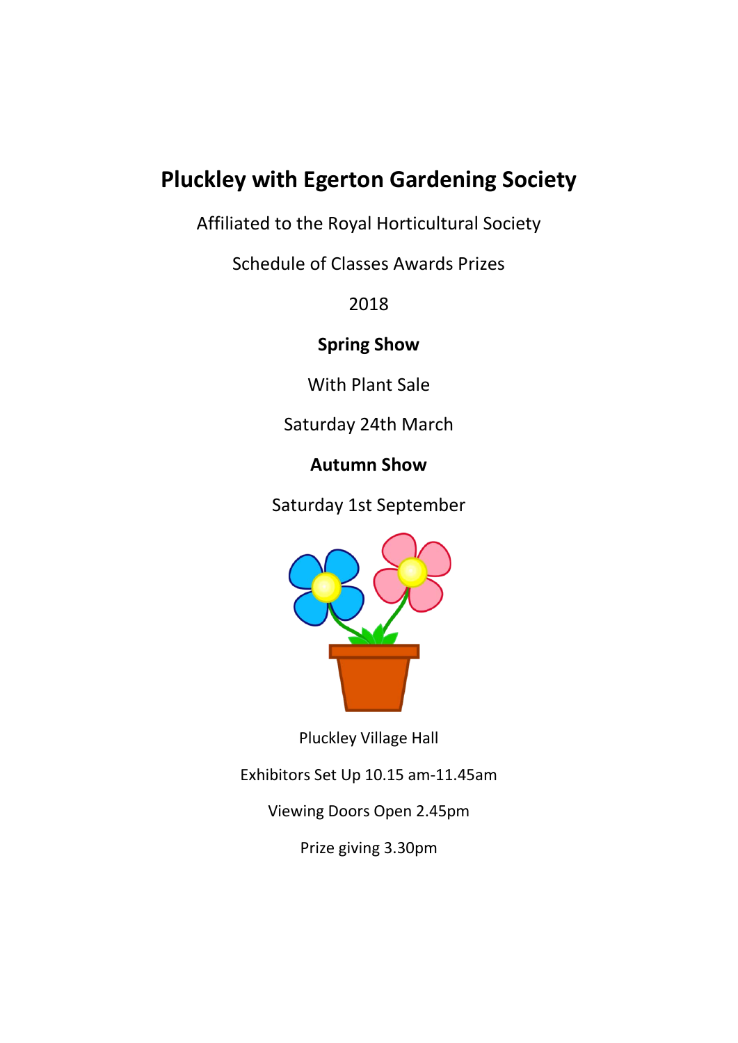# Pluckley with Egerton Gardening Society

Affiliated to the Royal Horticultural Society

Schedule of Classes Awards Prizes

2018

**Spring Show**

With Plant Sale

Saturday 24th March

**Autumn Show**

Saturday 1st September

Pluckley Village Hall

Exhibitors Set Up 10.15 am-11.45am

Viewing Doors Open 2.45pm

Prize giving 3.30pm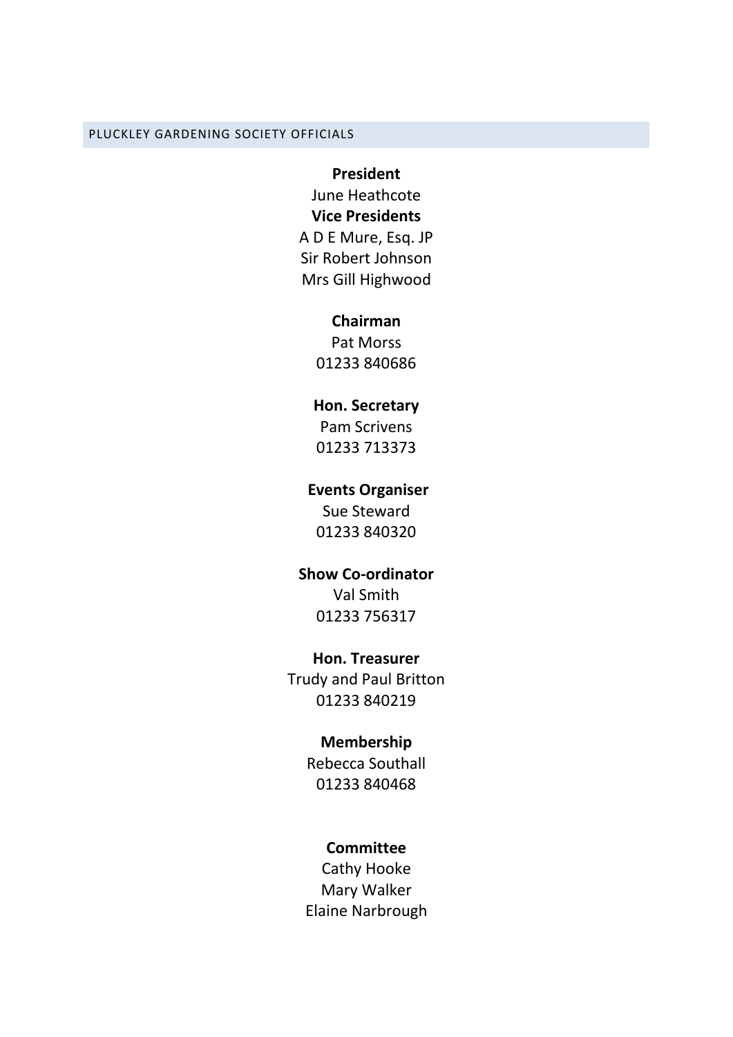## PLUCKLEY GARDENING SOCIETY OFFICIALS

**President**
June Heathcote

**Vice Presidents**
A D E Mure, Esq. JP
Sir Robert Johnson
Mrs Gill Highwood

**Chairman**
Pat Morss
01233 840686

**Hon. Secretary**
Pam Scrivens
01233 713373

**Events Organiser**
Sue Steward
01233 840320

**Show Co-ordinator**
Val Smith
01233 756317

**Hon. Treasurer**
Trudy and Paul Britton
01233 840219

**Membership**
Rebecca Southall
01233 840468

**Committee**
Cathy Hooke
Mary Walker
Elaine Narbrough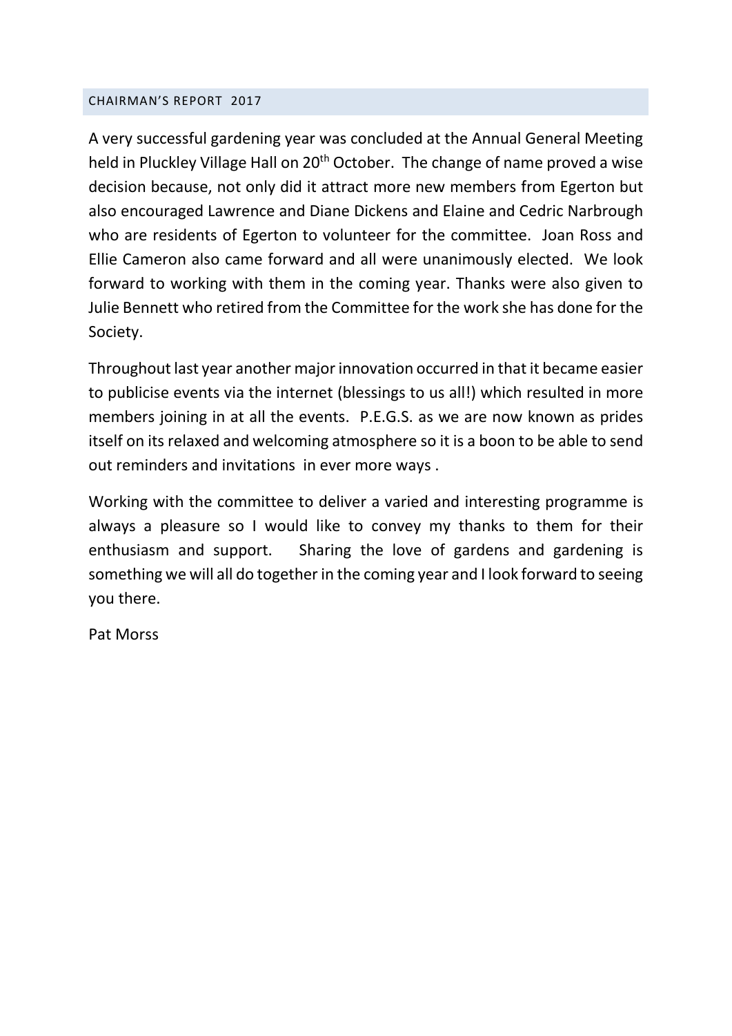## CHAIRMAN'S REPORT 2017

A very successful gardening year was concluded at the Annual General Meeting held in Pluckley Village Hall on 20th October. The change of name proved a wise decision because, not only did it attract more new members from Egerton but also encouraged Lawrence and Diane Dickens and Elaine and Cedric Narbrough who are residents of Egerton to volunteer for the committee. Joan Ross and Ellie Cameron also came forward and all were unanimously elected. We look forward to working with them in the coming year. Thanks were also given to Julie Bennett who retired from the Committee for the work she has done for the Society.

Throughout last year another major innovation occurred in that it became easier to publicise events via the internet (blessings to us all!) which resulted in more members joining in at all the events. P.E.G.S. as we are now known as prides itself on its relaxed and welcoming atmosphere so it is a boon to be able to send out reminders and invitations in ever more ways .

Working with the committee to deliver a varied and interesting programme is always a pleasure so I would like to convey my thanks to them for their enthusiasm and support. Sharing the love of gardens and gardening is something we will all do together in the coming year and I look forward to seeing you there.

Pat Morss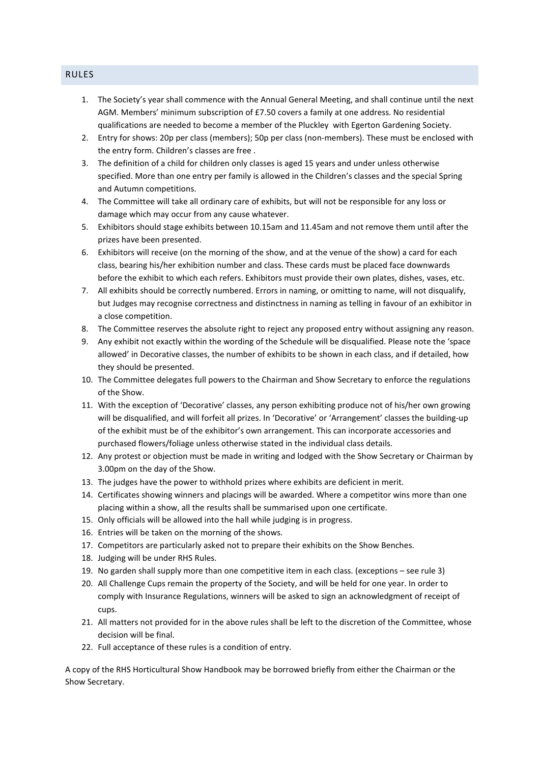## RULES

1. The Society's year shall commence with the Annual General Meeting, and shall continue until the next AGM. Members' minimum subscription of £7.50 covers a family at one address. No residential qualifications are needed to become a member of the Pluckley with Egerton Gardening Society.
2. Entry for shows: 20p per class (members); 50p per class (non-members). These must be enclosed with the entry form. Children's classes are free .
3. The definition of a child for children only classes is aged 15 years and under unless otherwise specified. More than one entry per family is allowed in the Children's classes and the special Spring and Autumn competitions.
4. The Committee will take all ordinary care of exhibits, but will not be responsible for any loss or damage which may occur from any cause whatever.
5. Exhibitors should stage exhibits between 10.15am and 11.45am and not remove them until after the prizes have been presented.
6. Exhibitors will receive (on the morning of the show, and at the venue of the show) a card for each class, bearing his/her exhibition number and class. These cards must be placed face downwards before the exhibit to which each refers. Exhibitors must provide their own plates, dishes, vases, etc.
7. All exhibits should be correctly numbered. Errors in naming, or omitting to name, will not disqualify, but Judges may recognise correctness and distinctness in naming as telling in favour of an exhibitor in a close competition.
8. The Committee reserves the absolute right to reject any proposed entry without assigning any reason.
9. Any exhibit not exactly within the wording of the Schedule will be disqualified. Please note the 'space allowed' in Decorative classes, the number of exhibits to be shown in each class, and if detailed, how they should be presented.
10. The Committee delegates full powers to the Chairman and Show Secretary to enforce the regulations of the Show.
11. With the exception of 'Decorative' classes, any person exhibiting produce not of his/her own growing will be disqualified, and will forfeit all prizes. In 'Decorative' or 'Arrangement' classes the building-up of the exhibit must be of the exhibitor's own arrangement. This can incorporate accessories and purchased flowers/foliage unless otherwise stated in the individual class details.
12. Any protest or objection must be made in writing and lodged with the Show Secretary or Chairman by 3.00pm on the day of the Show.
13. The judges have the power to withhold prizes where exhibits are deficient in merit.
14. Certificates showing winners and placings will be awarded. Where a competitor wins more than one placing within a show, all the results shall be summarised upon one certificate.
15. Only officials will be allowed into the hall while judging is in progress.
16. Entries will be taken on the morning of the shows.
17. Competitors are particularly asked not to prepare their exhibits on the Show Benches.
18. Judging will be under RHS Rules.
19. No garden shall supply more than one competitive item in each class. (exceptions – see rule 3)
20. All Challenge Cups remain the property of the Society, and will be held for one year. In order to comply with Insurance Regulations, winners will be asked to sign an acknowledgment of receipt of cups.
21. All matters not provided for in the above rules shall be left to the discretion of the Committee, whose decision will be final.
22. Full acceptance of these rules is a condition of entry.

A copy of the RHS Horticultural Show Handbook may be borrowed briefly from either the Chairman or the Show Secretary.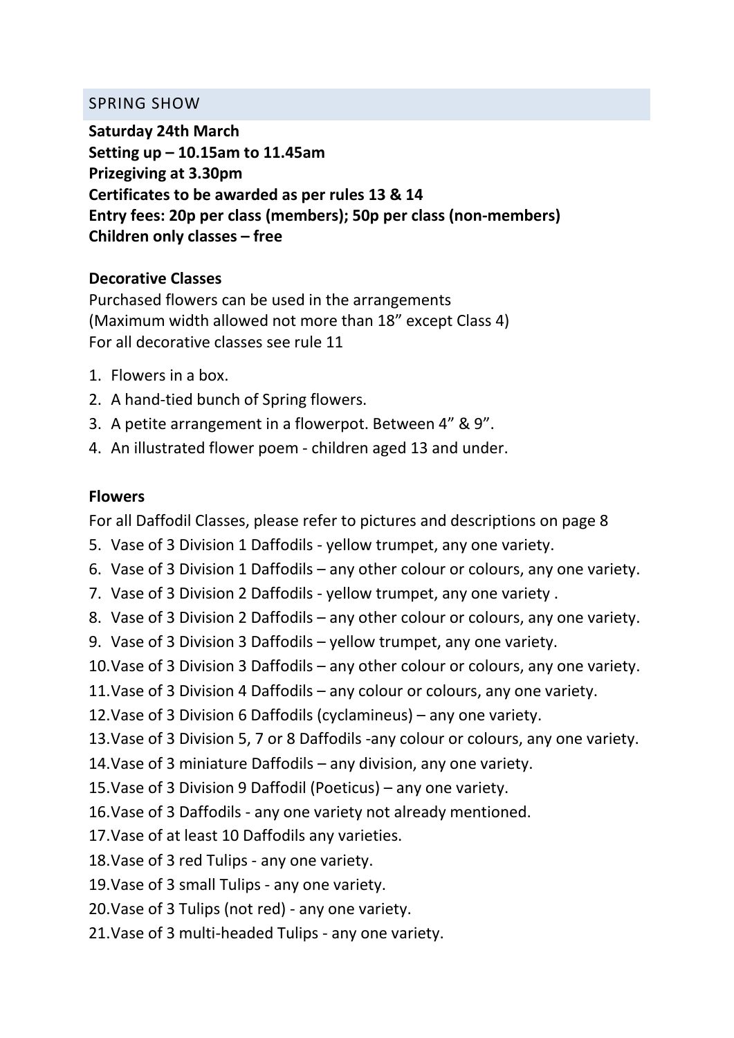## SPRING SHOW

**Saturday 24th March**
**Setting up – 10.15am to 11.45am**
**Prizegiving at 3.30pm**
**Certificates to be awarded as per rules 13 & 14**
**Entry fees: 20p per class (members); 50p per class (non-members)**
**Children only classes – free**

**Decorative Classes**

Purchased flowers can be used in the arrangements
(Maximum width allowed not more than 18” except Class 4)
For all decorative classes see rule 11

1. Flowers in a box.
2. A hand-tied bunch of Spring flowers.
3. A petite arrangement in a flowerpot. Between 4” & 9”.
4. An illustrated flower poem - children aged 13 and under.

**Flowers**

For all Daffodil Classes, please refer to pictures and descriptions on page 8

5. Vase of 3 Division 1 Daffodils - yellow trumpet, any one variety.
6. Vase of 3 Division 1 Daffodils – any other colour or colours, any one variety.
7. Vase of 3 Division 2 Daffodils - yellow trumpet, any one variety .
8. Vase of 3 Division 2 Daffodils – any other colour or colours, any one variety.
9. Vase of 3 Division 3 Daffodils – yellow trumpet, any one variety.
10. Vase of 3 Division 3 Daffodils – any other colour or colours, any one variety.
11. Vase of 3 Division 4 Daffodils – any colour or colours, any one variety.
12. Vase of 3 Division 6 Daffodils (cyclamineus) – any one variety.
13. Vase of 3 Division 5, 7 or 8 Daffodils -any colour or colours, any one variety.
14. Vase of 3 miniature Daffodils – any division, any one variety.
15. Vase of 3 Division 9 Daffodil (Poeticus) – any one variety.
16. Vase of 3 Daffodils - any one variety not already mentioned.
17. Vase of at least 10 Daffodils any varieties.
18. Vase of 3 red Tulips - any one variety.
19. Vase of 3 small Tulips - any one variety.
20. Vase of 3 Tulips (not red) - any one variety.
21. Vase of 3 multi-headed Tulips - any one variety.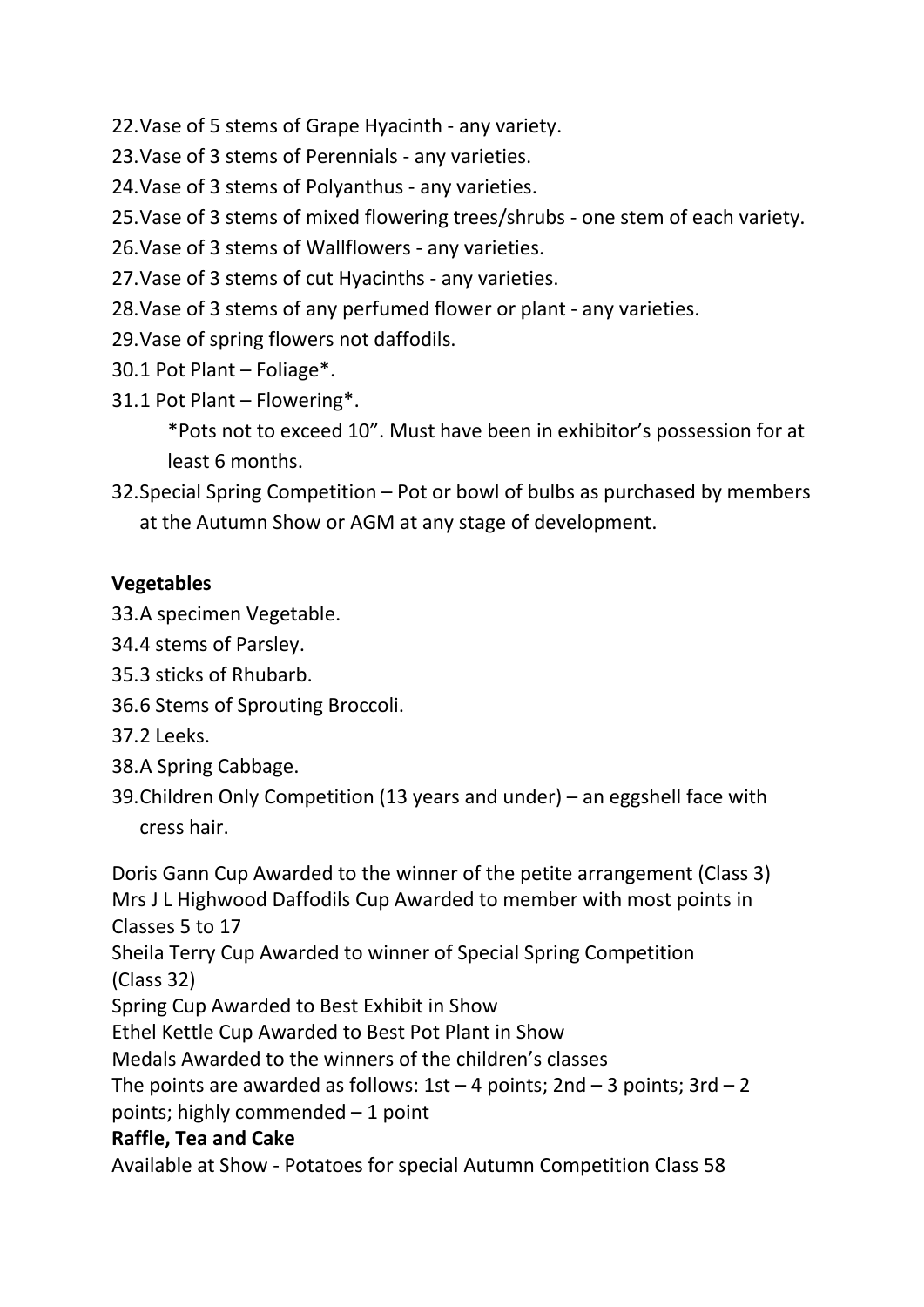22. Vase of 5 stems of Grape Hyacinth - any variety.
23. Vase of 3 stems of Perennials - any varieties.
24. Vase of 3 stems of Polyanthus - any varieties.
25. Vase of 3 stems of mixed flowering trees/shrubs - one stem of each variety.
26. Vase of 3 stems of Wallflowers - any varieties.
27. Vase of 3 stems of cut Hyacinths - any varieties.
28. Vase of 3 stems of any perfumed flower or plant - any varieties.
29. Vase of spring flowers not daffodils.
30. 1 Pot Plant – Foliage*.
31. 1 Pot Plant – Flowering*.

    *Pots not to exceed 10”. Must have been in exhibitor’s possession for at least 6 months.

32. Special Spring Competition – Pot or bowl of bulbs as purchased by members at the Autumn Show or AGM at any stage of development.

**Vegetables**

33. A specimen Vegetable.
34. 4 stems of Parsley.
35. 3 sticks of Rhubarb.
36. 6 Stems of Sprouting Broccoli.
37. 2 Leeks.
38. A Spring Cabbage.
39. Children Only Competition (13 years and under) – an eggshell face with cress hair.

Doris Gann Cup Awarded to the winner of the petite arrangement (Class 3)
Mrs J L Highwood Daffodils Cup Awarded to member with most points in Classes 5 to 17
Sheila Terry Cup Awarded to winner of Special Spring Competition (Class 32)
Spring Cup Awarded to Best Exhibit in Show
Ethel Kettle Cup Awarded to Best Pot Plant in Show
Medals Awarded to the winners of the children’s classes
The points are awarded as follows: 1st – 4 points; 2nd – 3 points; 3rd – 2 points; highly commended – 1 point

**Raffle, Tea and Cake**

Available at Show - Potatoes for special Autumn Competition Class 58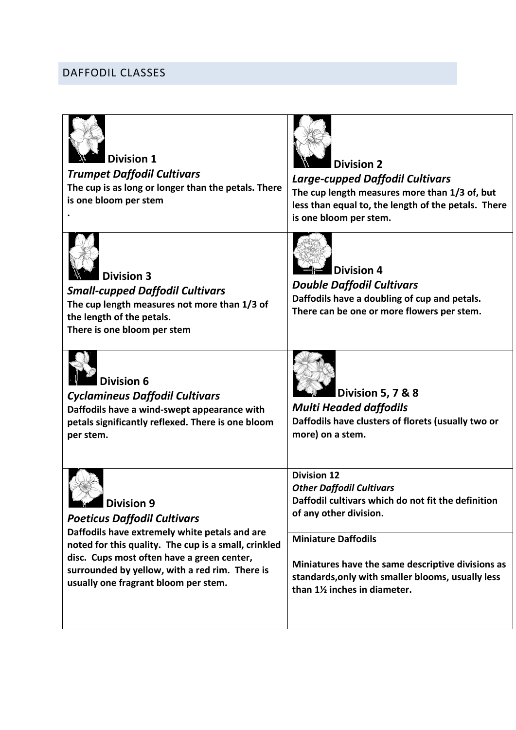## DAFFODIL CLASSES

| | |
|---|---|
| **Division 1**<br>***Trumpet Daffodil Cultivars***<br>**The cup is as long or longer than the petals. There is one bloom per stem**<br>**.** | **Division 2**<br>***Large-cupped Daffodil Cultivars***<br>**The cup length measures more than 1/3 of, but less than equal to, the length of the petals. There is one bloom per stem.** |
| **Division 3**<br>***Small-cupped Daffodil Cultivars***<br>**The cup length measures not more than 1/3 of the length of the petals.**<br>**There is one bloom per stem** | **Division 4**<br>***Double Daffodil Cultivars***<br>**Daffodils have a doubling of cup and petals. There can be one or more flowers per stem.** |
| **Division 6**<br>***Cyclamineus Daffodil Cultivars***<br>**Daffodils have a wind-swept appearance with petals significantly reflexed. There is one bloom per stem.** | **Division 5, 7 & 8**<br>***Multi Headed daffodils***<br>**Daffodils have clusters of florets (usually two or more) on a stem.** |
| **Division 9**<br>***Poeticus Daffodil Cultivars***<br>**Daffodils have extremely white petals and are noted for this quality. The cup is a small, crinkled disc. Cups most often have a green center, surrounded by yellow, with a red rim. There is usually one fragrant bloom per stem.** | **Division 12**<br>***Other Daffodil Cultivars***<br>**Daffodil cultivars which do not fit the definition of any other division.**<br><br>**Miniature Daffodils**<br><br>**Miniatures have the same descriptive divisions as standards,only with smaller blooms, usually less than 1½ inches in diameter.** |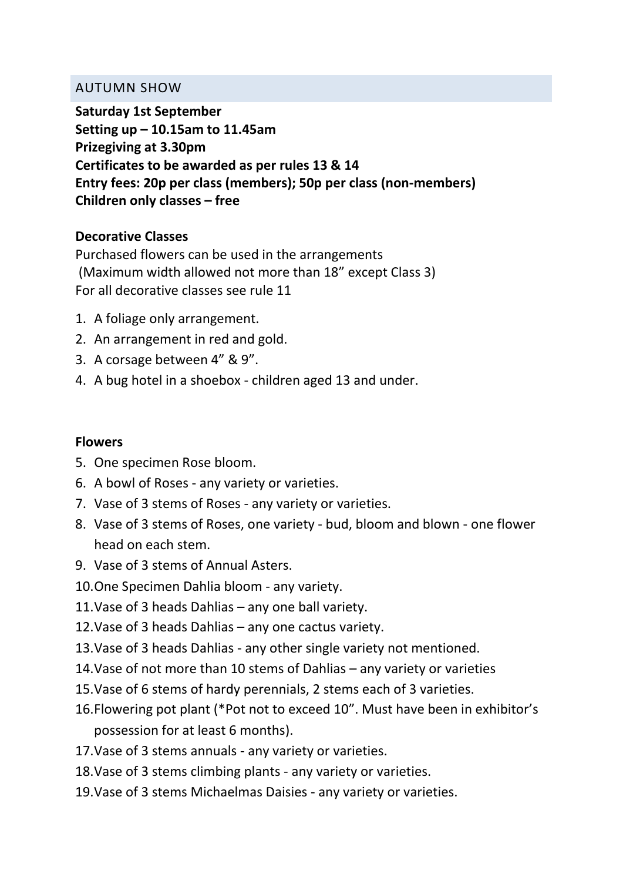## AUTUMN SHOW

**Saturday 1st September**
**Setting up – 10.15am to 11.45am**
**Prizegiving at 3.30pm**
**Certificates to be awarded as per rules 13 & 14**
**Entry fees: 20p per class (members); 50p per class (non-members)**
**Children only classes – free**

**Decorative Classes**

Purchased flowers can be used in the arrangements
(Maximum width allowed not more than 18" except Class 3)
For all decorative classes see rule 11

1. A foliage only arrangement.
2. An arrangement in red and gold.
3. A corsage between 4" & 9".
4. A bug hotel in a shoebox - children aged 13 and under.

**Flowers**

5. One specimen Rose bloom.
6. A bowl of Roses - any variety or varieties.
7. Vase of 3 stems of Roses - any variety or varieties.
8. Vase of 3 stems of Roses, one variety - bud, bloom and blown - one flower head on each stem.
9. Vase of 3 stems of Annual Asters.
10. One Specimen Dahlia bloom - any variety.
11. Vase of 3 heads Dahlias – any one ball variety.
12. Vase of 3 heads Dahlias – any one cactus variety.
13. Vase of 3 heads Dahlias - any other single variety not mentioned.
14. Vase of not more than 10 stems of Dahlias – any variety or varieties
15. Vase of 6 stems of hardy perennials, 2 stems each of 3 varieties.
16. Flowering pot plant (*Pot not to exceed 10". Must have been in exhibitor's possession for at least 6 months).
17. Vase of 3 stems annuals - any variety or varieties.
18. Vase of 3 stems climbing plants - any variety or varieties.
19. Vase of 3 stems Michaelmas Daisies - any variety or varieties.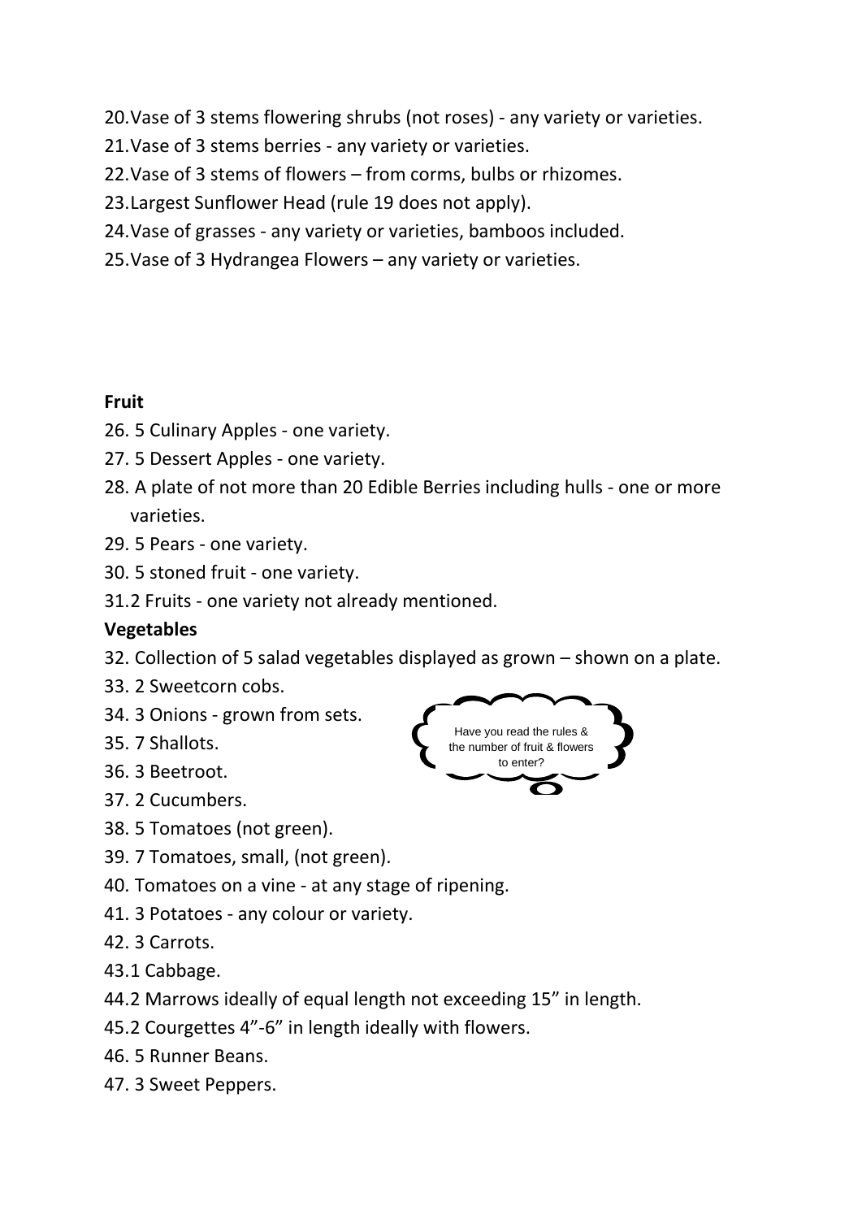20. Vase of 3 stems flowering shrubs (not roses) - any variety or varieties.
21. Vase of 3 stems berries - any variety or varieties.
22. Vase of 3 stems of flowers – from corms, bulbs or rhizomes.
23. Largest Sunflower Head (rule 19 does not apply).
24. Vase of grasses - any variety or varieties, bamboos included.
25. Vase of 3 Hydrangea Flowers – any variety or varieties.

**Fruit**

26. 5 Culinary Apples - one variety.
27. 5 Dessert Apples - one variety.
28. A plate of not more than 20 Edible Berries including hulls - one or more varieties.
29. 5 Pears - one variety.
30. 5 stoned fruit - one variety.
31. 2 Fruits - one variety not already mentioned.

**Vegetables**

32. Collection of 5 salad vegetables displayed as grown – shown on a plate.
33. 2 Sweetcorn cobs.
34. 3 Onions - grown from sets.
35. 7 Shallots.
36. 3 Beetroot.
37. 2 Cucumbers.
38. 5 Tomatoes (not green).
39. 7 Tomatoes, small, (not green).
40. Tomatoes on a vine - at any stage of ripening.
41. 3 Potatoes - any colour or variety.
42. 3 Carrots.
43. 1 Cabbage.
44. 2 Marrows ideally of equal length not exceeding 15” in length.
45. 2 Courgettes 4”-6” in length ideally with flowers.
46. 5 Runner Beans.
47. 3 Sweet Peppers.

Have you read the rules & the number of fruit & flowers to enter?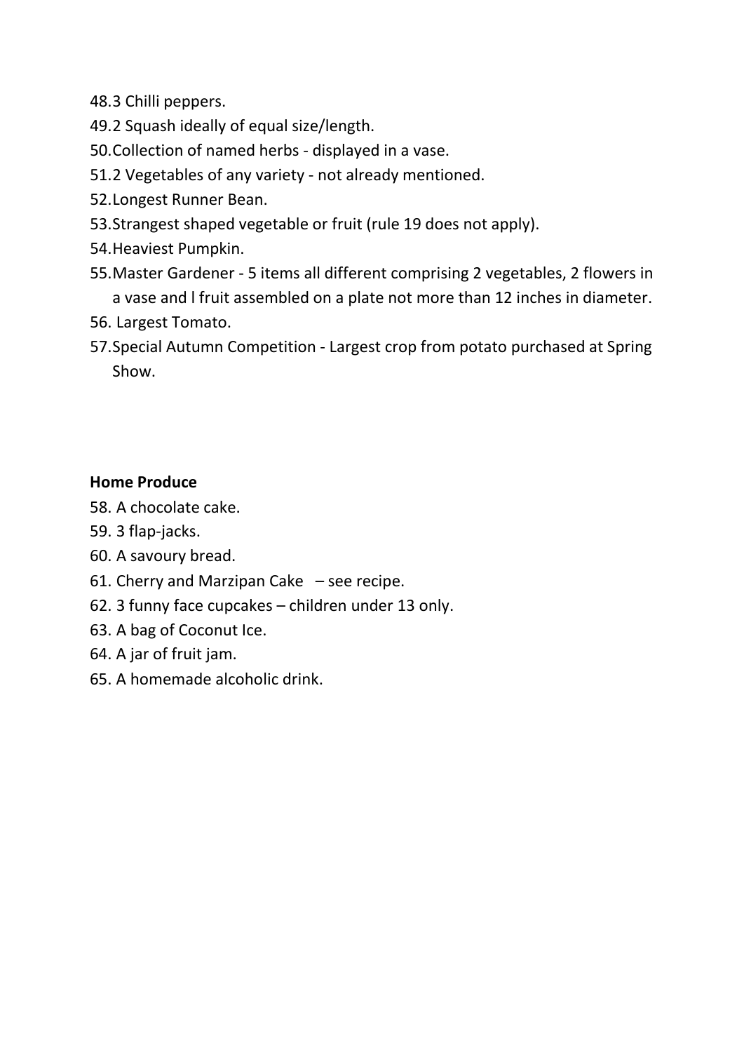48. 3 Chilli peppers.
49. 2 Squash ideally of equal size/length.
50. Collection of named herbs - displayed in a vase.
51. 2 Vegetables of any variety - not already mentioned.
52. Longest Runner Bean.
53. Strangest shaped vegetable or fruit (rule 19 does not apply).
54. Heaviest Pumpkin.
55. Master Gardener - 5 items all different comprising 2 vegetables, 2 flowers in a vase and l fruit assembled on a plate not more than 12 inches in diameter.
56. Largest Tomato.
57. Special Autumn Competition - Largest crop from potato purchased at Spring Show.

**Home Produce**

58. A chocolate cake.
59. 3 flap-jacks.
60. A savoury bread.
61. Cherry and Marzipan Cake – see recipe.
62. 3 funny face cupcakes – children under 13 only.
63. A bag of Coconut Ice.
64. A jar of fruit jam.
65. A homemade alcoholic drink.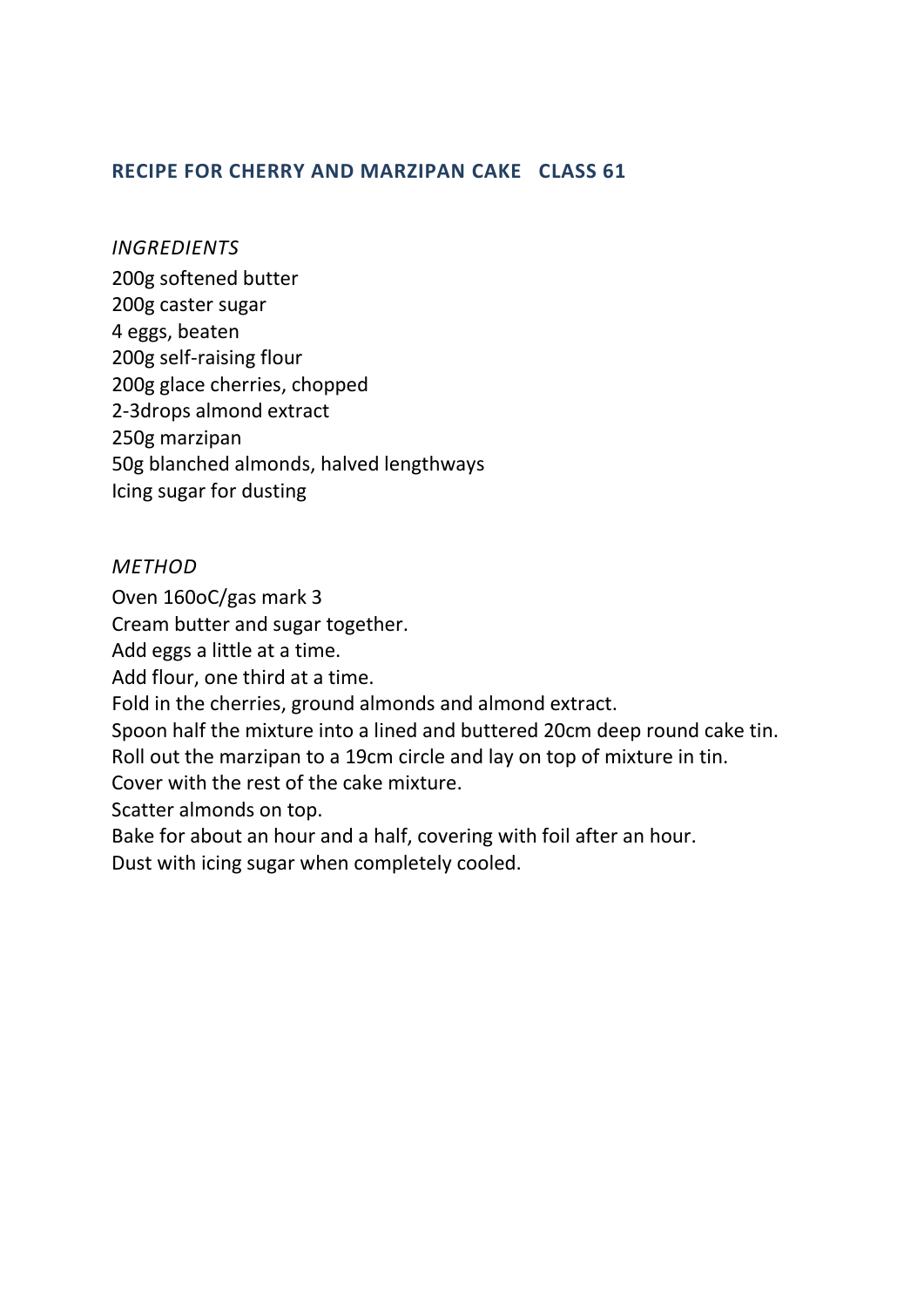## RECIPE FOR CHERRY AND MARZIPAN CAKE   CLASS 61

*INGREDIENTS*

200g softened butter
200g caster sugar
4 eggs, beaten
200g self-raising flour
200g glace cherries, chopped
2-3drops almond extract
250g marzipan
50g blanched almonds, halved lengthways
Icing sugar for dusting

*METHOD*

Oven 160oC/gas mark 3
Cream butter and sugar together.
Add eggs a little at a time.
Add flour, one third at a time.
Fold in the cherries, ground almonds and almond extract.
Spoon half the mixture into a lined and buttered 20cm deep round cake tin.
Roll out the marzipan to a 19cm circle and lay on top of mixture in tin.
Cover with the rest of the cake mixture.
Scatter almonds on top.
Bake for about an hour and a half, covering with foil after an hour.
Dust with icing sugar when completely cooled.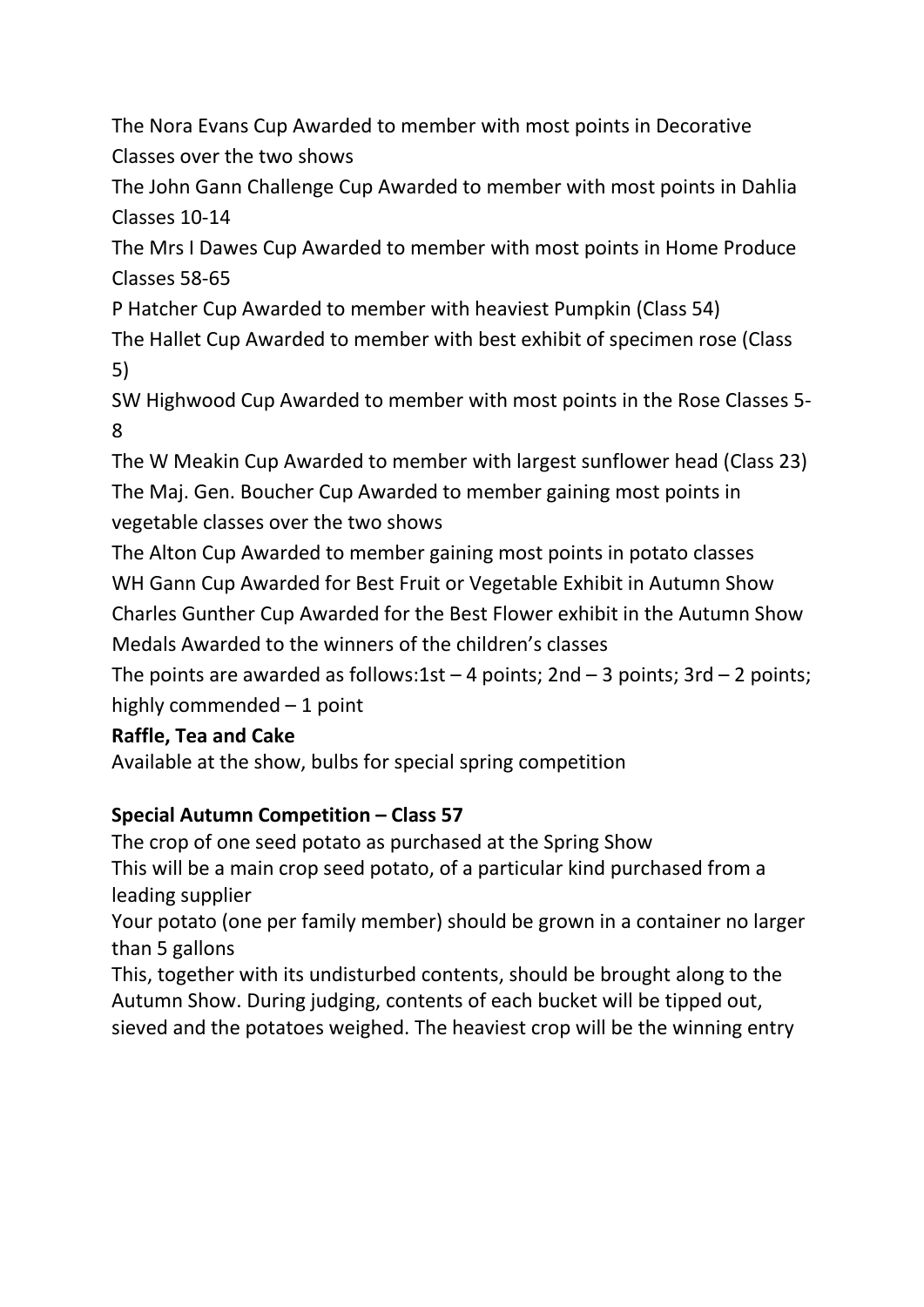The Nora Evans Cup Awarded to member with most points in Decorative Classes over the two shows

The John Gann Challenge Cup Awarded to member with most points in Dahlia Classes 10-14

The Mrs I Dawes Cup Awarded to member with most points in Home Produce Classes 58-65

P Hatcher Cup Awarded to member with heaviest Pumpkin (Class 54)

The Hallet Cup Awarded to member with best exhibit of specimen rose (Class 5)

SW Highwood Cup Awarded to member with most points in the Rose Classes 5-8

The W Meakin Cup Awarded to member with largest sunflower head (Class 23)

The Maj. Gen. Boucher Cup Awarded to member gaining most points in vegetable classes over the two shows

The Alton Cup Awarded to member gaining most points in potato classes

WH Gann Cup Awarded for Best Fruit or Vegetable Exhibit in Autumn Show

Charles Gunther Cup Awarded for the Best Flower exhibit in the Autumn Show

Medals Awarded to the winners of the children's classes

The points are awarded as follows:1st – 4 points; 2nd – 3 points; 3rd – 2 points; highly commended – 1 point

**Raffle, Tea and Cake**

Available at the show, bulbs for special spring competition

**Special Autumn Competition – Class 57**

The crop of one seed potato as purchased at the Spring Show

This will be a main crop seed potato, of a particular kind purchased from a leading supplier

Your potato (one per family member) should be grown in a container no larger than 5 gallons

This, together with its undisturbed contents, should be brought along to the Autumn Show. During judging, contents of each bucket will be tipped out, sieved and the potatoes weighed. The heaviest crop will be the winning entry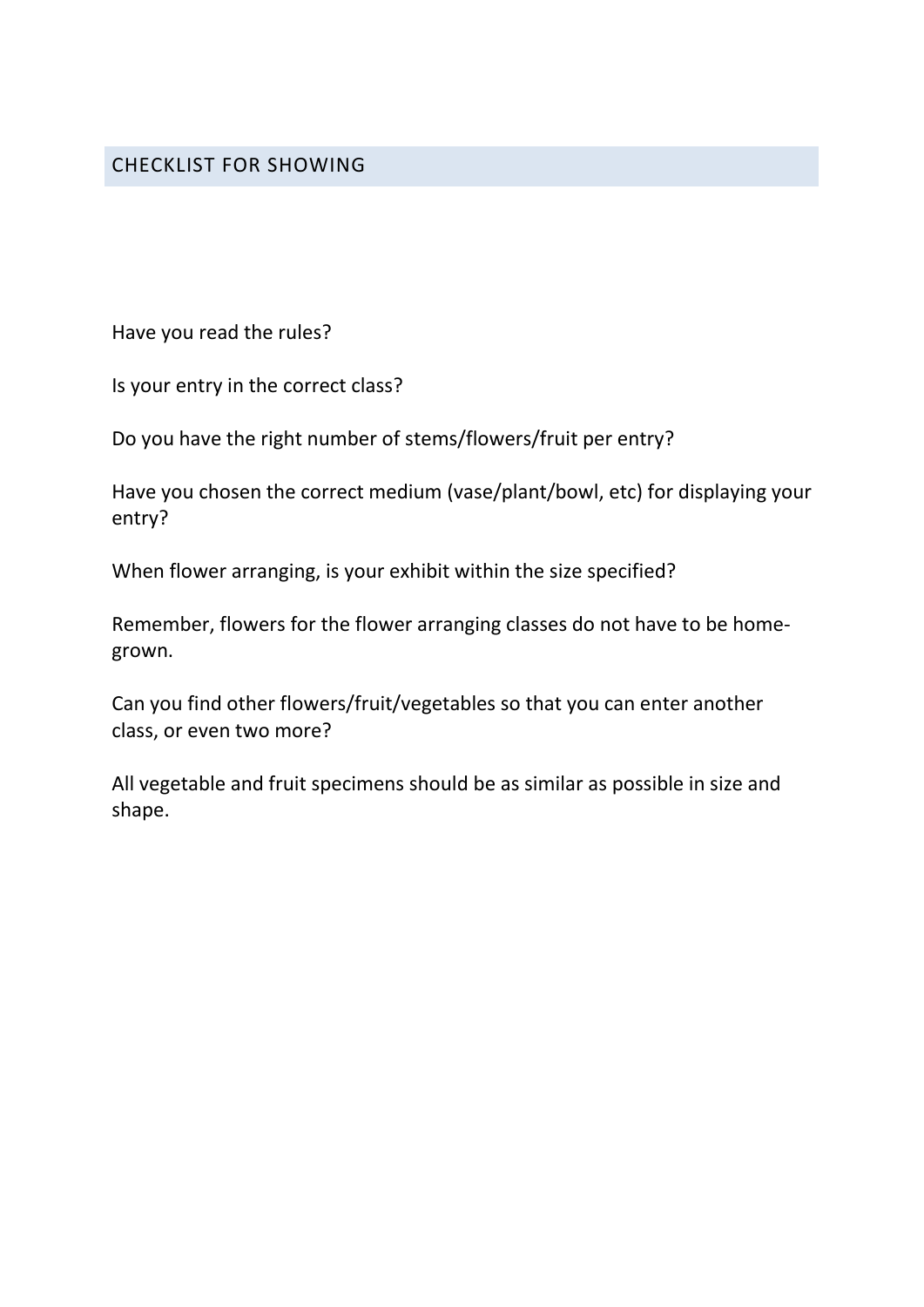## CHECKLIST FOR SHOWING

Have you read the rules?

Is your entry in the correct class?

Do you have the right number of stems/flowers/fruit per entry?

Have you chosen the correct medium (vase/plant/bowl, etc) for displaying your entry?

When flower arranging, is your exhibit within the size specified?

Remember, flowers for the flower arranging classes do not have to be home-grown.

Can you find other flowers/fruit/vegetables so that you can enter another class, or even two more?

All vegetable and fruit specimens should be as similar as possible in size and shape.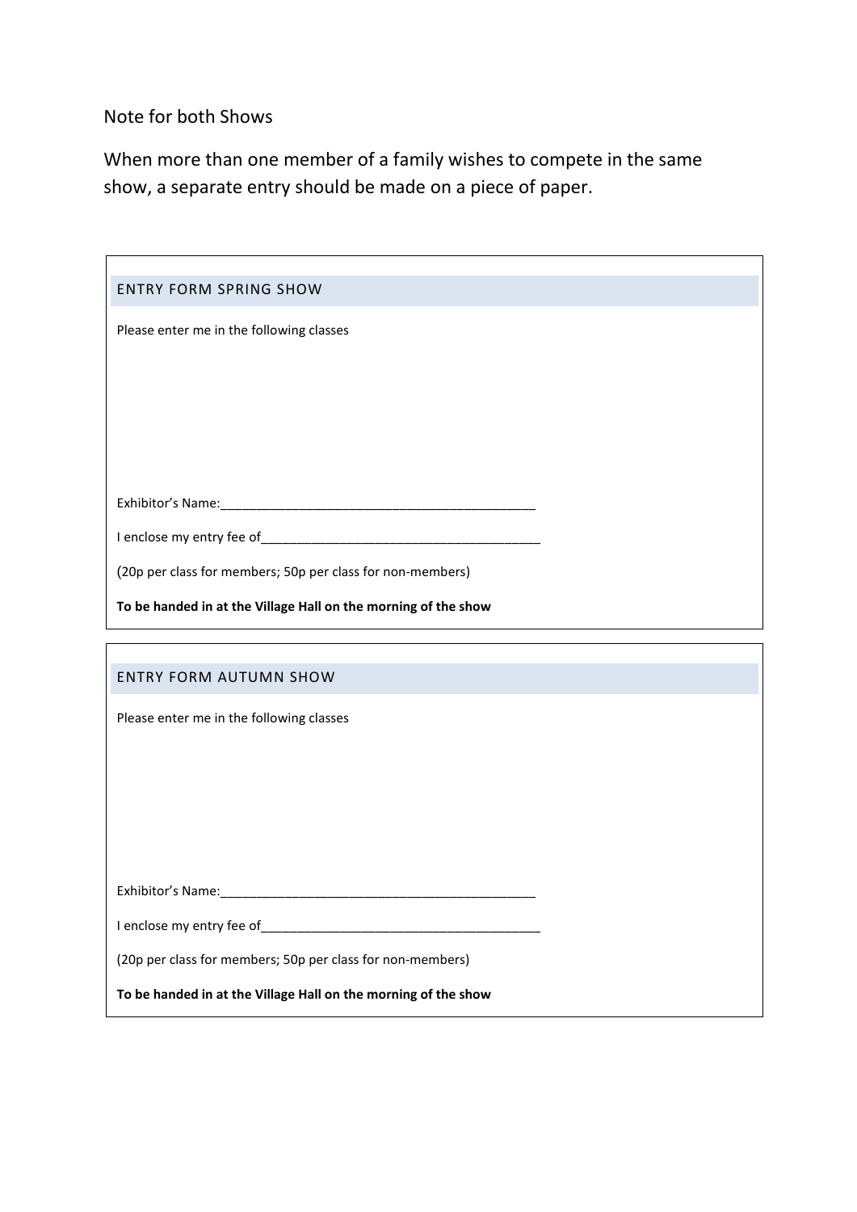Note for both Shows

When more than one member of a family wishes to compete in the same show, a separate entry should be made on a piece of paper.

## ENTRY FORM SPRING SHOW

Please enter me in the following classes

Exhibitor's Name:_____________________________________________

I enclose my entry fee of_______________________________________

(20p per class for members; 50p per class for non-members)

**To be handed in at the Village Hall on the morning of the show**

## ENTRY FORM AUTUMN SHOW

Please enter me in the following classes

Exhibitor's Name:_____________________________________________

I enclose my entry fee of_______________________________________

(20p per class for members; 50p per class for non-members)

**To be handed in at the Village Hall on the morning of the show**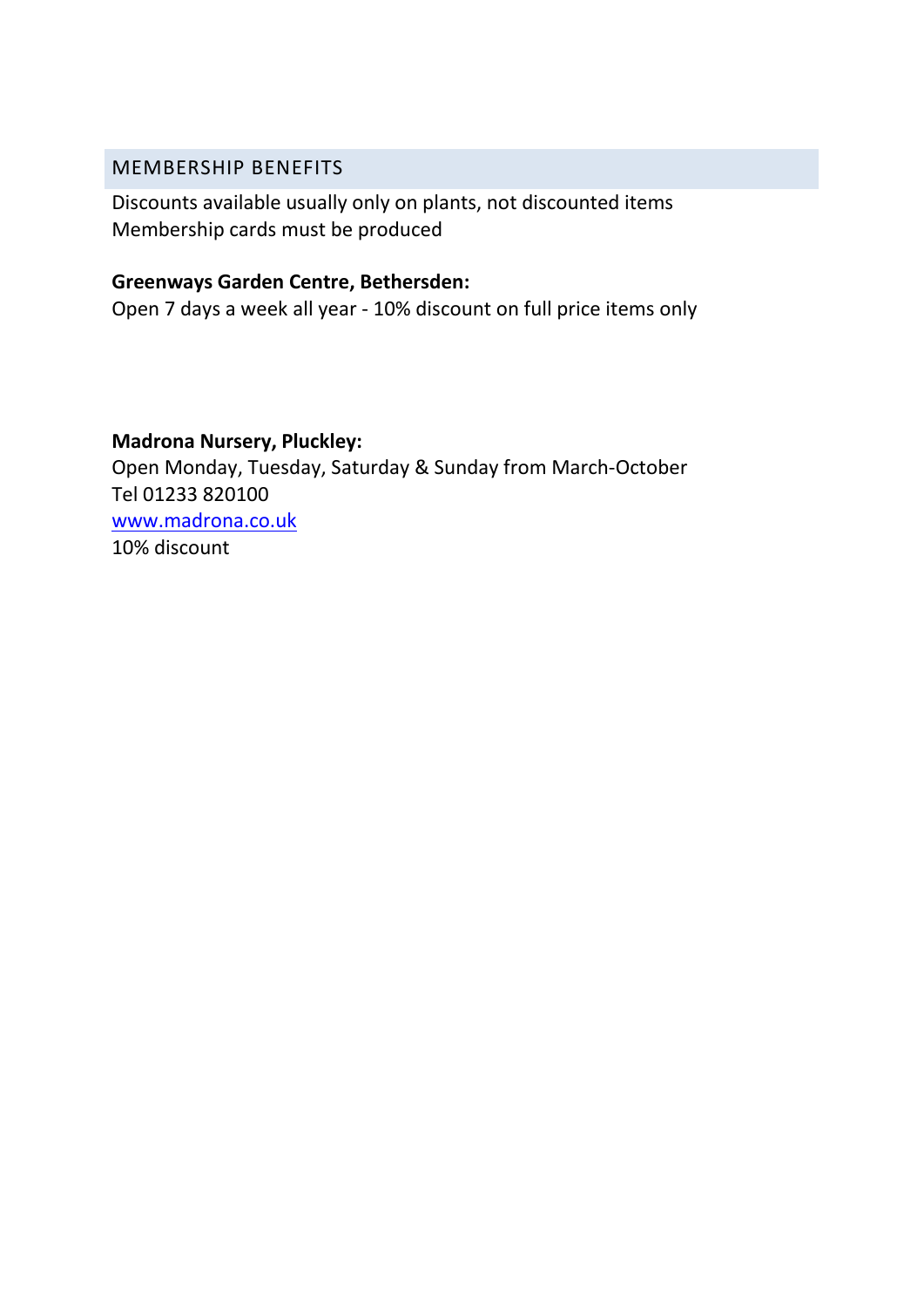## MEMBERSHIP BENEFITS

Discounts available usually only on plants, not discounted items
Membership cards must be produced

**Greenways Garden Centre, Bethersden:**
Open 7 days a week all year - 10% discount on full price items only

**Madrona Nursery, Pluckley:**
Open Monday, Tuesday, Saturday & Sunday from March-October
Tel 01233 820100
[www.madrona.co.uk](http://www.madrona.co.uk)
10% discount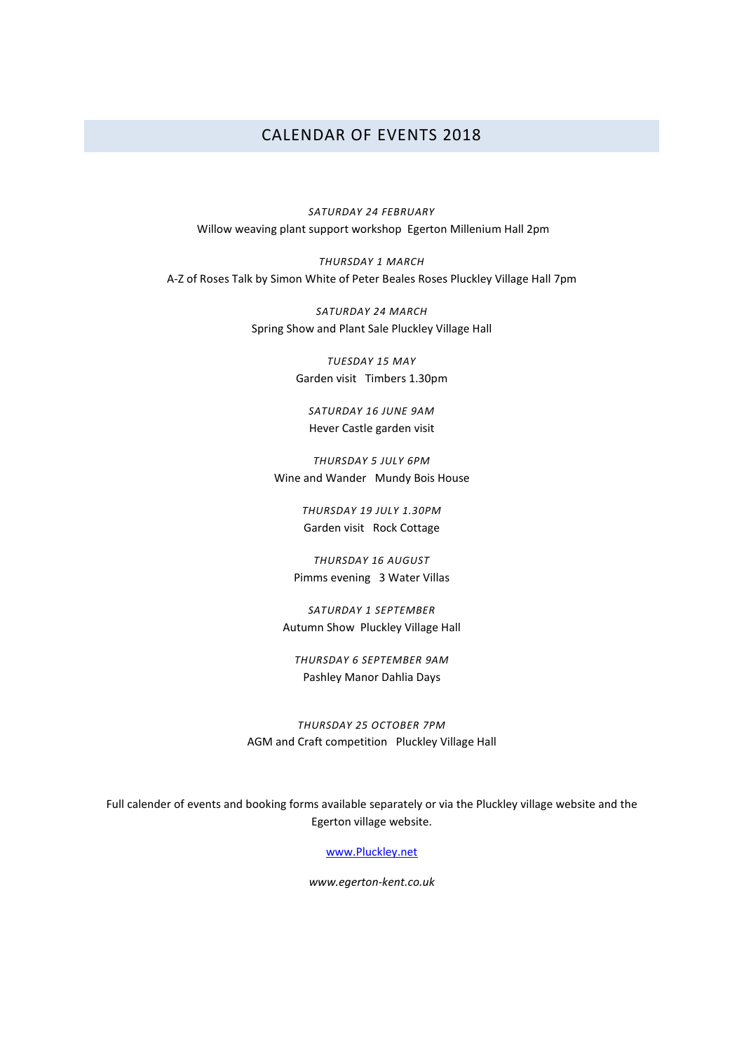# CALENDAR OF EVENTS 2018

*SATURDAY 24 FEBRUARY*
Willow weaving plant support workshop  Egerton Millenium Hall 2pm

*THURSDAY 1 MARCH*
A-Z of Roses Talk by Simon White of Peter Beales Roses Pluckley Village Hall 7pm

*SATURDAY 24 MARCH*
Spring Show and Plant Sale Pluckley Village Hall

*TUESDAY 15 MAY*
Garden visit  Timbers 1.30pm

*SATURDAY 16 JUNE 9AM*
Hever Castle garden visit

*THURSDAY 5 JULY 6PM*
Wine and Wander  Mundy Bois House

*THURSDAY 19 JULY 1.30PM*
Garden visit  Rock Cottage

*THURSDAY 16 AUGUST*
Pimms evening  3 Water Villas

*SATURDAY 1 SEPTEMBER*
Autumn Show  Pluckley Village Hall

*THURSDAY 6 SEPTEMBER 9AM*
Pashley Manor Dahlia Days

*THURSDAY 25 OCTOBER 7PM*
AGM and Craft competition  Pluckley Village Hall

Full calender of events and booking forms available separately or via the Pluckley village website and the Egerton village website.

www.Pluckley.net

*www.egerton-kent.co.uk*